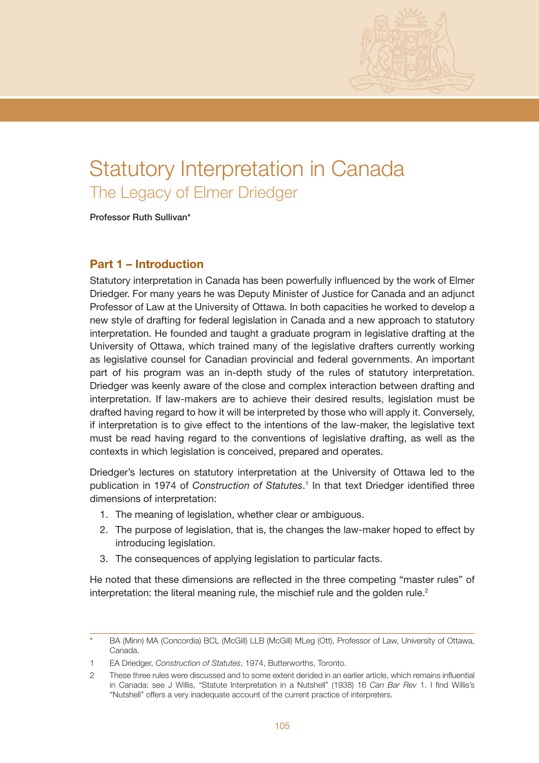# Statutory Interpretation in Canada

## The Legacy of Elmer Driedger

**Professor Ruth Sullivan***

### Part 1 – Introduction

Statutory interpretation in Canada has been powerfully influenced by the work of Elmer Driedger. For many years he was Deputy Minister of Justice for Canada and an adjunct Professor of Law at the University of Ottawa. In both capacities he worked to develop a new style of drafting for federal legislation in Canada and a new approach to statutory interpretation. He founded and taught a graduate program in legislative drafting at the University of Ottawa, which trained many of the legislative drafters currently working as legislative counsel for Canadian provincial and federal governments. An important part of his program was an in-depth study of the rules of statutory interpretation. Driedger was keenly aware of the close and complex interaction between drafting and interpretation. If law-makers are to achieve their desired results, legislation must be drafted having regard to how it will be interpreted by those who will apply it. Conversely, if interpretation is to give effect to the intentions of the law-maker, the legislative text must be read having regard to the conventions of legislative drafting, as well as the contexts in which legislation is conceived, prepared and operates.

Driedger's lectures on statutory interpretation at the University of Ottawa led to the publication in 1974 of *Construction of Statutes*.[1] In that text Driedger identified three dimensions of interpretation:

1. The meaning of legislation, whether clear or ambiguous.
2. The purpose of legislation, that is, the changes the law-maker hoped to effect by introducing legislation.
3. The consequences of applying legislation to particular facts.

He noted that these dimensions are reflected in the three competing "master rules" of interpretation: the literal meaning rule, the mischief rule and the golden rule.[2]

---

\* BA (Minn) MA (Concordia) BCL (McGill) LLB (McGill) MLeg (Ott), Professor of Law, University of Ottawa, Canada.

1 EA Driedger, *Construction of Statutes*, 1974, Butterworths, Toronto.

2 These three rules were discussed and to some extent derided in an earlier article, which remains influential in Canada: see J Willis, "Statute Interpretation in a Nutshell" (1938) 16 *Can Bar Rev* 1. I find Willis's "Nutshell" offers a very inadequate account of the current practice of interpreters.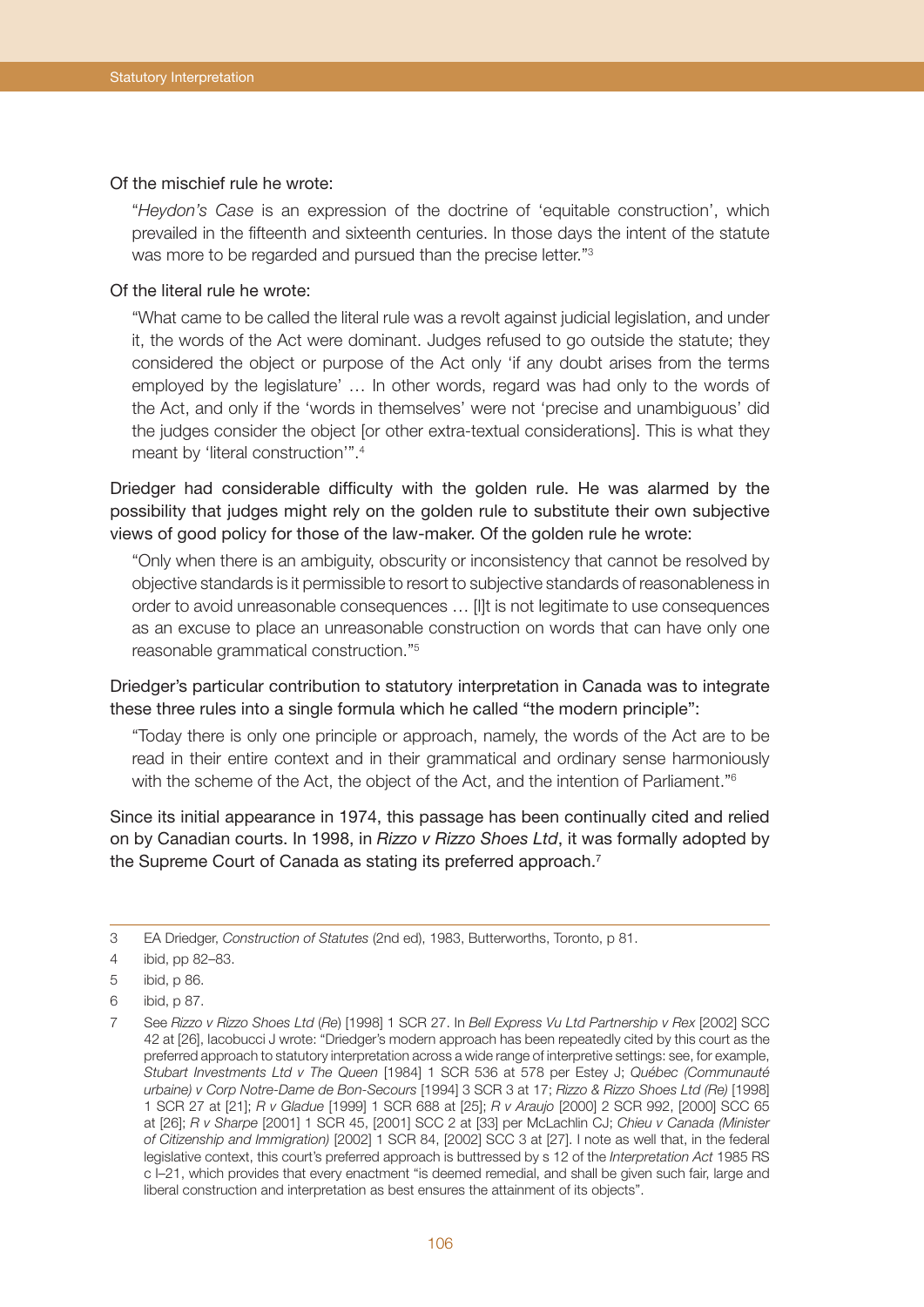Of the mischief rule he wrote:

> "*Heydon's Case* is an expression of the doctrine of 'equitable construction', which prevailed in the fifteenth and sixteenth centuries. In those days the intent of the statute was more to be regarded and pursued than the precise letter."[3]

Of the literal rule he wrote:

> "What came to be called the literal rule was a revolt against judicial legislation, and under it, the words of the Act were dominant. Judges refused to go outside the statute; they considered the object or purpose of the Act only 'if any doubt arises from the terms employed by the legislature' … In other words, regard was had only to the words of the Act, and only if the 'words in themselves' were not 'precise and unambiguous' did the judges consider the object [or other extra-textual considerations]. This is what they meant by 'literal construction'".[4]

Driedger had considerable difficulty with the golden rule. He was alarmed by the possibility that judges might rely on the golden rule to substitute their own subjective views of good policy for those of the law-maker. Of the golden rule he wrote:

> "Only when there is an ambiguity, obscurity or inconsistency that cannot be resolved by objective standards is it permissible to resort to subjective standards of reasonableness in order to avoid unreasonable consequences … [I]t is not legitimate to use consequences as an excuse to place an unreasonable construction on words that can have only one reasonable grammatical construction."[5]

Driedger's particular contribution to statutory interpretation in Canada was to integrate these three rules into a single formula which he called "the modern principle":

> "Today there is only one principle or approach, namely, the words of the Act are to be read in their entire context and in their grammatical and ordinary sense harmoniously with the scheme of the Act, the object of the Act, and the intention of Parliament."[6]

Since its initial appearance in 1974, this passage has been continually cited and relied on by Canadian courts. In 1998, in *Rizzo v Rizzo Shoes Ltd*, it was formally adopted by the Supreme Court of Canada as stating its preferred approach.[7]

---

3 EA Driedger, *Construction of Statutes* (2nd ed), 1983, Butterworths, Toronto, p 81.

4 ibid, pp 82–83.

5 ibid, p 86.

6 ibid, p 87.

7 See *Rizzo v Rizzo Shoes Ltd* (*Re*) [1998] 1 SCR 27. In *Bell Express Vu Ltd Partnership v Rex* [2002] SCC 42 at [26], Iacobucci J wrote: "Driedger's modern approach has been repeatedly cited by this court as the preferred approach to statutory interpretation across a wide range of interpretive settings: see, for example, *Stubart Investments Ltd v The Queen* [1984] 1 SCR 536 at 578 per Estey J; *Québec (Communauté urbaine) v Corp Notre-Dame de Bon-Secours* [1994] 3 SCR 3 at 17; *Rizzo & Rizzo Shoes Ltd (Re)* [1998] 1 SCR 27 at [21]; *R v Gladue* [1999] 1 SCR 688 at [25]; *R v Araujo* [2000] 2 SCR 992, [2000] SCC 65 at [26]; *R v Sharpe* [2001] 1 SCR 45, [2001] SCC 2 at [33] per McLachlin CJ; *Chieu v Canada (Minister of Citizenship and Immigration)* [2002] 1 SCR 84, [2002] SCC 3 at [27]. I note as well that, in the federal legislative context, this court's preferred approach is buttressed by s 12 of the *Interpretation Act* 1985 RS c I–21, which provides that every enactment "is deemed remedial, and shall be given such fair, large and liberal construction and interpretation as best ensures the attainment of its objects".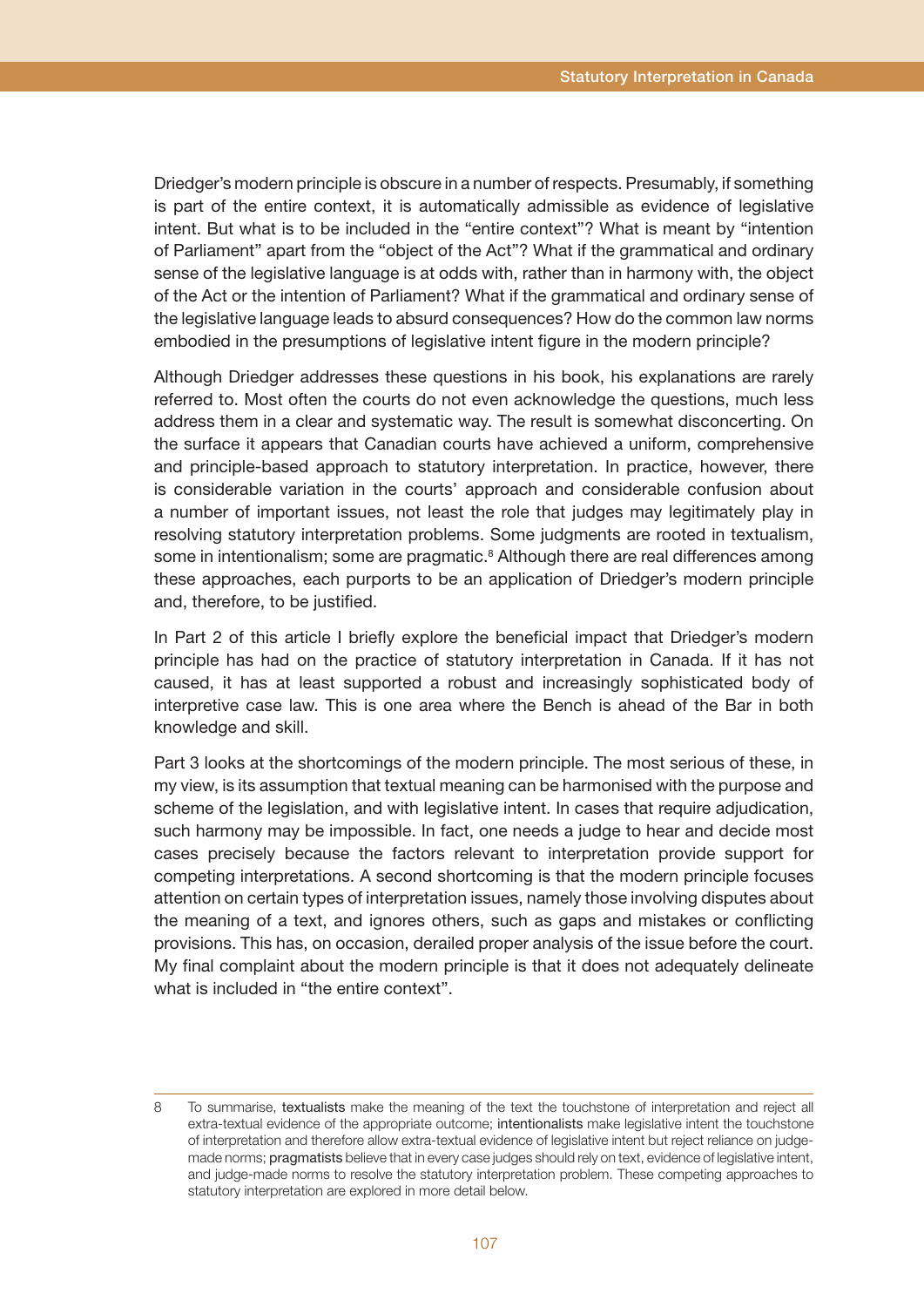Driedger's modern principle is obscure in a number of respects. Presumably, if something is part of the entire context, it is automatically admissible as evidence of legislative intent. But what is to be included in the "entire context"? What is meant by "intention of Parliament" apart from the "object of the Act"? What if the grammatical and ordinary sense of the legislative language is at odds with, rather than in harmony with, the object of the Act or the intention of Parliament? What if the grammatical and ordinary sense of the legislative language leads to absurd consequences? How do the common law norms embodied in the presumptions of legislative intent figure in the modern principle?

Although Driedger addresses these questions in his book, his explanations are rarely referred to. Most often the courts do not even acknowledge the questions, much less address them in a clear and systematic way. The result is somewhat disconcerting. On the surface it appears that Canadian courts have achieved a uniform, comprehensive and principle-based approach to statutory interpretation. In practice, however, there is considerable variation in the courts' approach and considerable confusion about a number of important issues, not least the role that judges may legitimately play in resolving statutory interpretation problems. Some judgments are rooted in textualism, some in intentionalism; some are pragmatic.[8] Although there are real differences among these approaches, each purports to be an application of Driedger's modern principle and, therefore, to be justified.

In Part 2 of this article I briefly explore the beneficial impact that Driedger's modern principle has had on the practice of statutory interpretation in Canada. If it has not caused, it has at least supported a robust and increasingly sophisticated body of interpretive case law. This is one area where the Bench is ahead of the Bar in both knowledge and skill.

Part 3 looks at the shortcomings of the modern principle. The most serious of these, in my view, is its assumption that textual meaning can be harmonised with the purpose and scheme of the legislation, and with legislative intent. In cases that require adjudication, such harmony may be impossible. In fact, one needs a judge to hear and decide most cases precisely because the factors relevant to interpretation provide support for competing interpretations. A second shortcoming is that the modern principle focuses attention on certain types of interpretation issues, namely those involving disputes about the meaning of a text, and ignores others, such as gaps and mistakes or conflicting provisions. This has, on occasion, derailed proper analysis of the issue before the court. My final complaint about the modern principle is that it does not adequately delineate what is included in "the entire context".

---

8 To summarise, textualists make the meaning of the text the touchstone of interpretation and reject all extra-textual evidence of the appropriate outcome; intentionalists make legislative intent the touchstone of interpretation and therefore allow extra-textual evidence of legislative intent but reject reliance on judge-made norms; pragmatists believe that in every case judges should rely on text, evidence of legislative intent, and judge-made norms to resolve the statutory interpretation problem. These competing approaches to statutory interpretation are explored in more detail below.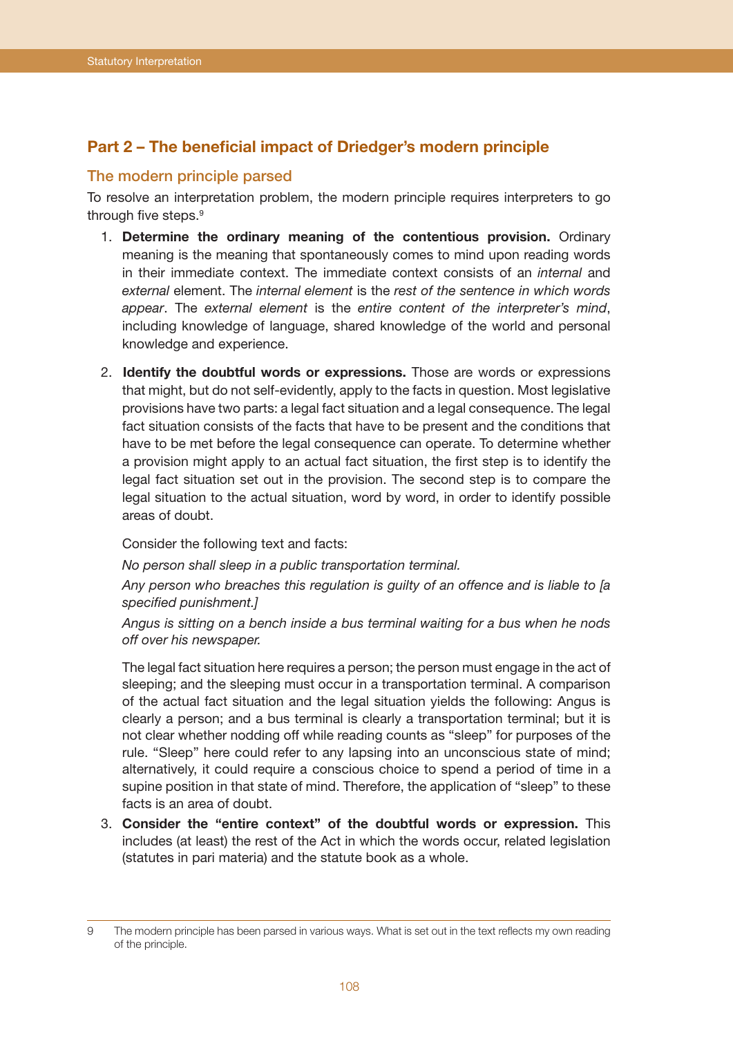## Part 2 – The beneficial impact of Driedger's modern principle

### The modern principle parsed

To resolve an interpretation problem, the modern principle requires interpreters to go through five steps.[9]

1. **Determine the ordinary meaning of the contentious provision.** Ordinary meaning is the meaning that spontaneously comes to mind upon reading words in their immediate context. The immediate context consists of an *internal* and *external* element. The *internal element* is the *rest of the sentence in which words appear*. The *external element* is the *entire content of the interpreter's mind*, including knowledge of language, shared knowledge of the world and personal knowledge and experience.

2. **Identify the doubtful words or expressions.** Those are words or expressions that might, but do not self-evidently, apply to the facts in question. Most legislative provisions have two parts: a legal fact situation and a legal consequence. The legal fact situation consists of the facts that have to be present and the conditions that have to be met before the legal consequence can operate. To determine whether a provision might apply to an actual fact situation, the first step is to identify the legal fact situation set out in the provision. The second step is to compare the legal situation to the actual situation, word by word, in order to identify possible areas of doubt.

   Consider the following text and facts:

   *No person shall sleep in a public transportation terminal.*

   *Any person who breaches this regulation is guilty of an offence and is liable to [a specified punishment.]*

   *Angus is sitting on a bench inside a bus terminal waiting for a bus when he nods off over his newspaper.*

   The legal fact situation here requires a person; the person must engage in the act of sleeping; and the sleeping must occur in a transportation terminal. A comparison of the actual fact situation and the legal situation yields the following: Angus is clearly a person; and a bus terminal is clearly a transportation terminal; but it is not clear whether nodding off while reading counts as "sleep" for purposes of the rule. "Sleep" here could refer to any lapsing into an unconscious state of mind; alternatively, it could require a conscious choice to spend a period of time in a supine position in that state of mind. Therefore, the application of "sleep" to these facts is an area of doubt.

3. **Consider the "entire context" of the doubtful words or expression.** This includes (at least) the rest of the Act in which the words occur, related legislation (statutes in pari materia) and the statute book as a whole.

---

9 The modern principle has been parsed in various ways. What is set out in the text reflects my own reading of the principle.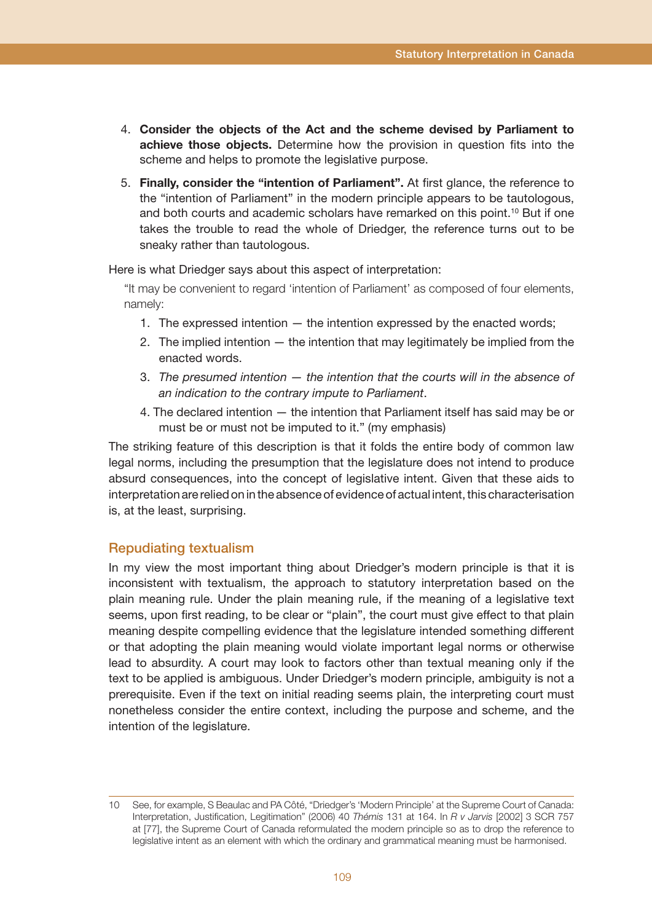4. **Consider the objects of the Act and the scheme devised by Parliament to achieve those objects.** Determine how the provision in question fits into the scheme and helps to promote the legislative purpose.

5. **Finally, consider the "intention of Parliament".** At first glance, the reference to the "intention of Parliament" in the modern principle appears to be tautologous, and both courts and academic scholars have remarked on this point.[10] But if one takes the trouble to read the whole of Driedger, the reference turns out to be sneaky rather than tautologous.

Here is what Driedger says about this aspect of interpretation:

> "It may be convenient to regard 'intention of Parliament' as composed of four elements, namely:
>
> 1. The expressed intention — the intention expressed by the enacted words;
> 2. The implied intention — the intention that may legitimately be implied from the enacted words.
> 3. *The presumed intention — the intention that the courts will in the absence of an indication to the contrary impute to Parliament*.
> 4. The declared intention — the intention that Parliament itself has said may be or must be or must not be imputed to it." (my emphasis)

The striking feature of this description is that it folds the entire body of common law legal norms, including the presumption that the legislature does not intend to produce absurd consequences, into the concept of legislative intent. Given that these aids to interpretation are relied on in the absence of evidence of actual intent, this characterisation is, at the least, surprising.

## Repudiating textualism

In my view the most important thing about Driedger's modern principle is that it is inconsistent with textualism, the approach to statutory interpretation based on the plain meaning rule. Under the plain meaning rule, if the meaning of a legislative text seems, upon first reading, to be clear or "plain", the court must give effect to that plain meaning despite compelling evidence that the legislature intended something different or that adopting the plain meaning would violate important legal norms or otherwise lead to absurdity. A court may look to factors other than textual meaning only if the text to be applied is ambiguous. Under Driedger's modern principle, ambiguity is not a prerequisite. Even if the text on initial reading seems plain, the interpreting court must nonetheless consider the entire context, including the purpose and scheme, and the intention of the legislature.

---

10 See, for example, S Beaulac and PA Côté, "Driedger's 'Modern Principle' at the Supreme Court of Canada: Interpretation, Justification, Legitimation" (2006) 40 *Thémis* 131 at 164. In *R v Jarvis* [2002] 3 SCR 757 at [77], the Supreme Court of Canada reformulated the modern principle so as to drop the reference to legislative intent as an element with which the ordinary and grammatical meaning must be harmonised.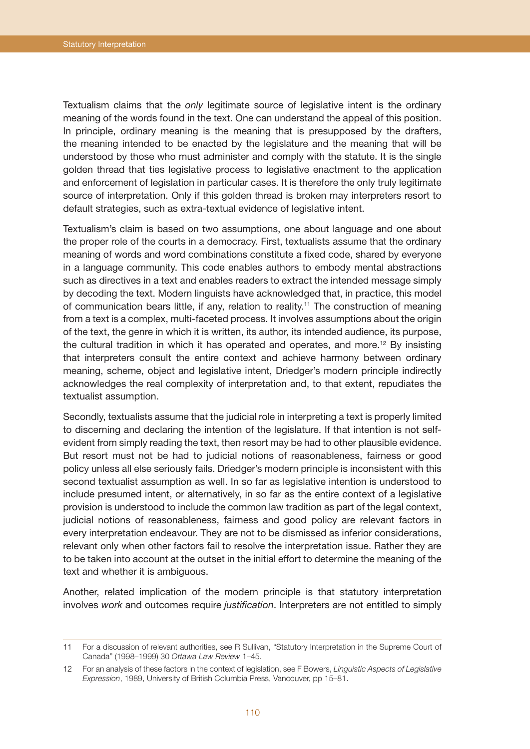Textualism claims that the *only* legitimate source of legislative intent is the ordinary meaning of the words found in the text. One can understand the appeal of this position. In principle, ordinary meaning is the meaning that is presupposed by the drafters, the meaning intended to be enacted by the legislature and the meaning that will be understood by those who must administer and comply with the statute. It is the single golden thread that ties legislative process to legislative enactment to the application and enforcement of legislation in particular cases. It is therefore the only truly legitimate source of interpretation. Only if this golden thread is broken may interpreters resort to default strategies, such as extra-textual evidence of legislative intent.

Textualism's claim is based on two assumptions, one about language and one about the proper role of the courts in a democracy. First, textualists assume that the ordinary meaning of words and word combinations constitute a fixed code, shared by everyone in a language community. This code enables authors to embody mental abstractions such as directives in a text and enables readers to extract the intended message simply by decoding the text. Modern linguists have acknowledged that, in practice, this model of communication bears little, if any, relation to reality.[11] The construction of meaning from a text is a complex, multi-faceted process. It involves assumptions about the origin of the text, the genre in which it is written, its author, its intended audience, its purpose, the cultural tradition in which it has operated and operates, and more.[12] By insisting that interpreters consult the entire context and achieve harmony between ordinary meaning, scheme, object and legislative intent, Driedger's modern principle indirectly acknowledges the real complexity of interpretation and, to that extent, repudiates the textualist assumption.

Secondly, textualists assume that the judicial role in interpreting a text is properly limited to discerning and declaring the intention of the legislature. If that intention is not self-evident from simply reading the text, then resort may be had to other plausible evidence. But resort must not be had to judicial notions of reasonableness, fairness or good policy unless all else seriously fails. Driedger's modern principle is inconsistent with this second textualist assumption as well. In so far as legislative intention is understood to include presumed intent, or alternatively, in so far as the entire context of a legislative provision is understood to include the common law tradition as part of the legal context, judicial notions of reasonableness, fairness and good policy are relevant factors in every interpretation endeavour. They are not to be dismissed as inferior considerations, relevant only when other factors fail to resolve the interpretation issue. Rather they are to be taken into account at the outset in the initial effort to determine the meaning of the text and whether it is ambiguous.

Another, related implication of the modern principle is that statutory interpretation involves *work* and outcomes require *justification*. Interpreters are not entitled to simply

---

11 For a discussion of relevant authorities, see R Sullivan, "Statutory Interpretation in the Supreme Court of Canada" (1998–1999) 30 *Ottawa Law Review* 1–45.

12 For an analysis of these factors in the context of legislation, see F Bowers, *Linguistic Aspects of Legislative Expression*, 1989, University of British Columbia Press, Vancouver, pp 15–81.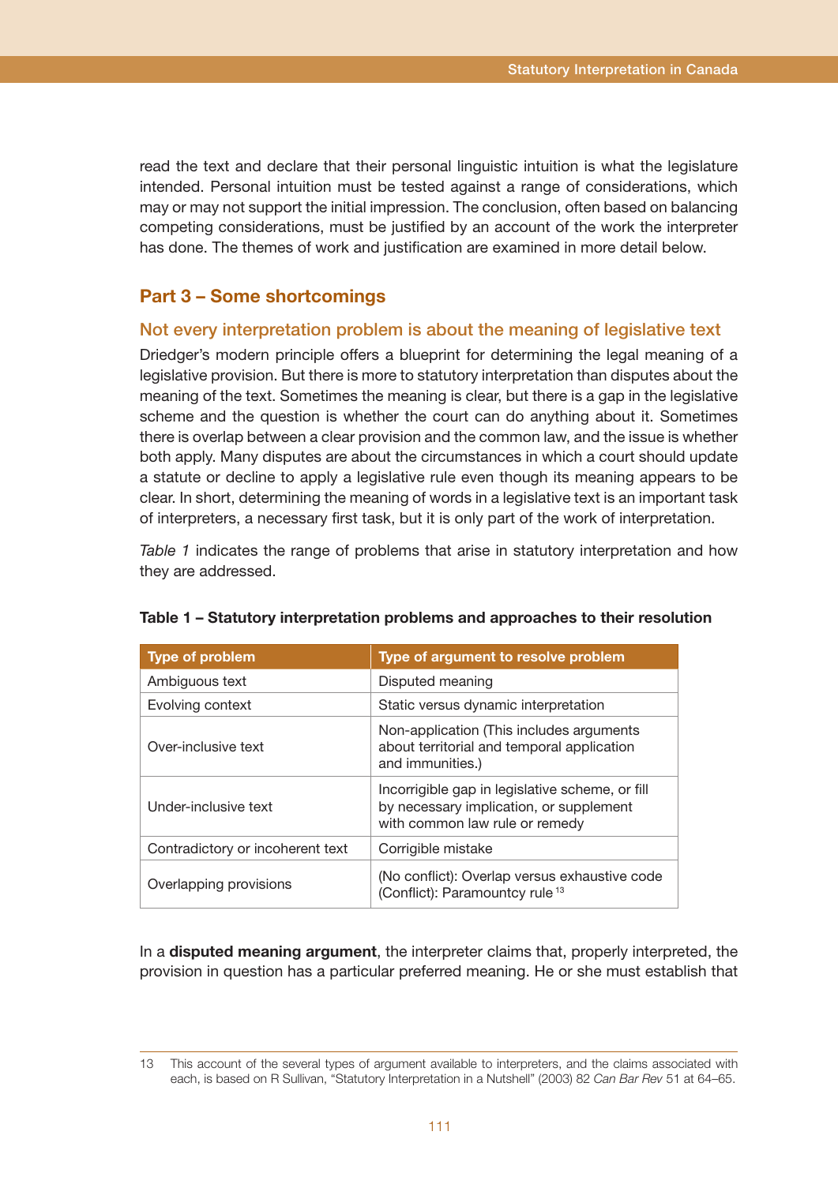read the text and declare that their personal linguistic intuition is what the legislature intended. Personal intuition must be tested against a range of considerations, which may or may not support the initial impression. The conclusion, often based on balancing competing considerations, must be justified by an account of the work the interpreter has done. The themes of work and justification are examined in more detail below.

## Part 3 – Some shortcomings

### Not every interpretation problem is about the meaning of legislative text

Driedger's modern principle offers a blueprint for determining the legal meaning of a legislative provision. But there is more to statutory interpretation than disputes about the meaning of the text. Sometimes the meaning is clear, but there is a gap in the legislative scheme and the question is whether the court can do anything about it. Sometimes there is overlap between a clear provision and the common law, and the issue is whether both apply. Many disputes are about the circumstances in which a court should update a statute or decline to apply a legislative rule even though its meaning appears to be clear. In short, determining the meaning of words in a legislative text is an important task of interpreters, a necessary first task, but it is only part of the work of interpretation.

*Table 1* indicates the range of problems that arise in statutory interpretation and how they are addressed.

**Table 1 – Statutory interpretation problems and approaches to their resolution**

| Type of problem | Type of argument to resolve problem |
|---|---|
| Ambiguous text | Disputed meaning |
| Evolving context | Static versus dynamic interpretation |
| Over-inclusive text | Non-application (This includes arguments about territorial and temporal application and immunities.) |
| Under-inclusive text | Incorrigible gap in legislative scheme, or fill by necessary implication, or supplement with common law rule or remedy |
| Contradictory or incoherent text | Corrigible mistake |
| Overlapping provisions | (No conflict): Overlap versus exhaustive code<br>(Conflict): Paramountcy rule [13] |

In a **disputed meaning argument**, the interpreter claims that, properly interpreted, the provision in question has a particular preferred meaning. He or she must establish that

---

13 This account of the several types of argument available to interpreters, and the claims associated with each, is based on R Sullivan, "Statutory Interpretation in a Nutshell" (2003) 82 *Can Bar Rev* 51 at 64–65.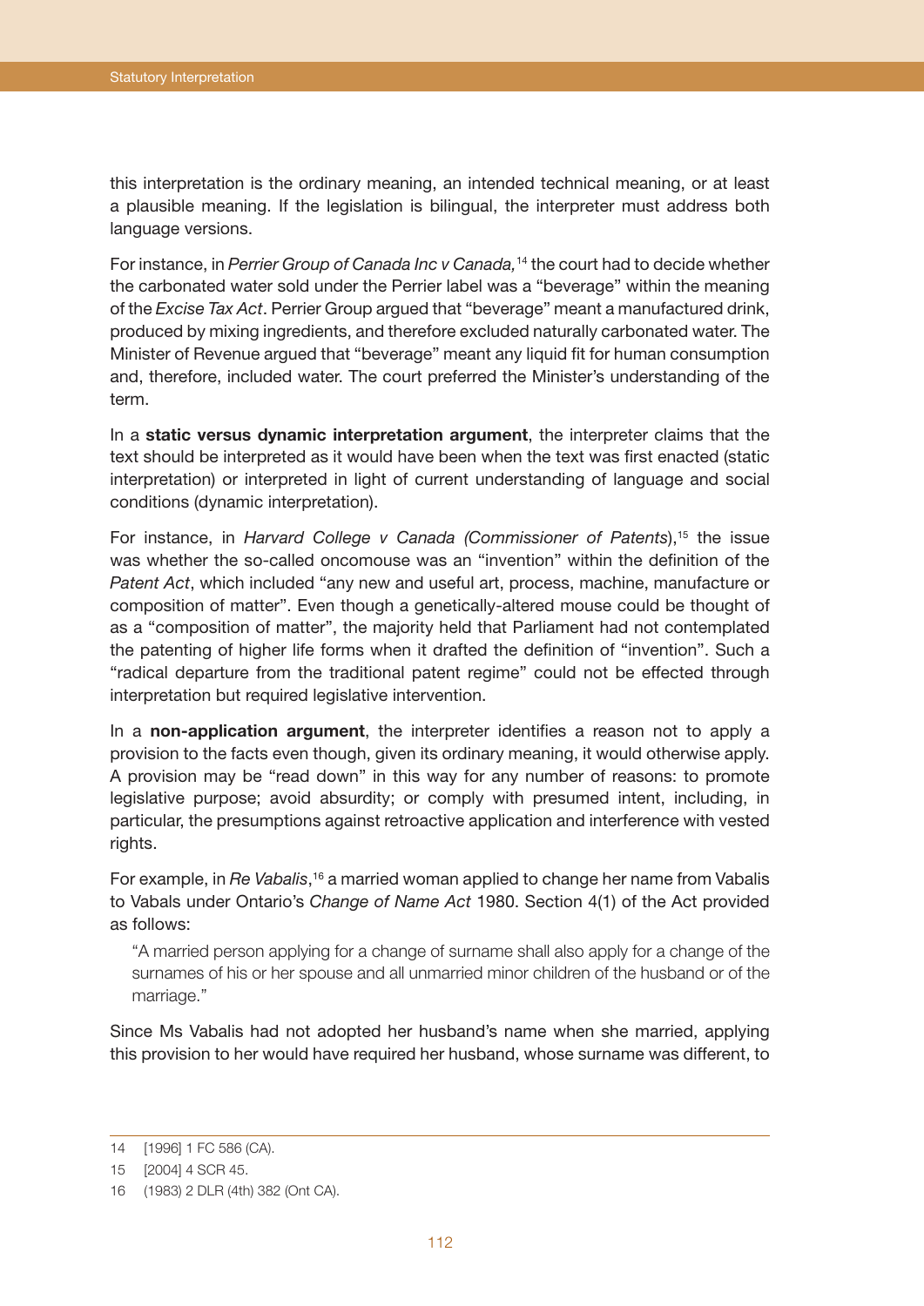this interpretation is the ordinary meaning, an intended technical meaning, or at least a plausible meaning. If the legislation is bilingual, the interpreter must address both language versions.

For instance, in *Perrier Group of Canada Inc v Canada,*[14] the court had to decide whether the carbonated water sold under the Perrier label was a "beverage" within the meaning of the *Excise Tax Act*. Perrier Group argued that "beverage" meant a manufactured drink, produced by mixing ingredients, and therefore excluded naturally carbonated water. The Minister of Revenue argued that "beverage" meant any liquid fit for human consumption and, therefore, included water. The court preferred the Minister's understanding of the term.

In a **static versus dynamic interpretation argument**, the interpreter claims that the text should be interpreted as it would have been when the text was first enacted (static interpretation) or interpreted in light of current understanding of language and social conditions (dynamic interpretation).

For instance, in *Harvard College v Canada (Commissioner of Patents)*,[15] the issue was whether the so-called oncomouse was an "invention" within the definition of the *Patent Act*, which included "any new and useful art, process, machine, manufacture or composition of matter". Even though a genetically-altered mouse could be thought of as a "composition of matter", the majority held that Parliament had not contemplated the patenting of higher life forms when it drafted the definition of "invention". Such a "radical departure from the traditional patent regime" could not be effected through interpretation but required legislative intervention.

In a **non-application argument**, the interpreter identifies a reason not to apply a provision to the facts even though, given its ordinary meaning, it would otherwise apply. A provision may be "read down" in this way for any number of reasons: to promote legislative purpose; avoid absurdity; or comply with presumed intent, including, in particular, the presumptions against retroactive application and interference with vested rights.

For example, in *Re Vabalis*,[16] a married woman applied to change her name from Vabalis to Vabals under Ontario's *Change of Name Act* 1980. Section 4(1) of the Act provided as follows:

> "A married person applying for a change of surname shall also apply for a change of the surnames of his or her spouse and all unmarried minor children of the husband or of the marriage."

Since Ms Vabalis had not adopted her husband's name when she married, applying this provision to her would have required her husband, whose surname was different, to

---

14 [1996] 1 FC 586 (CA).

15 [2004] 4 SCR 45.

16 (1983) 2 DLR (4th) 382 (Ont CA).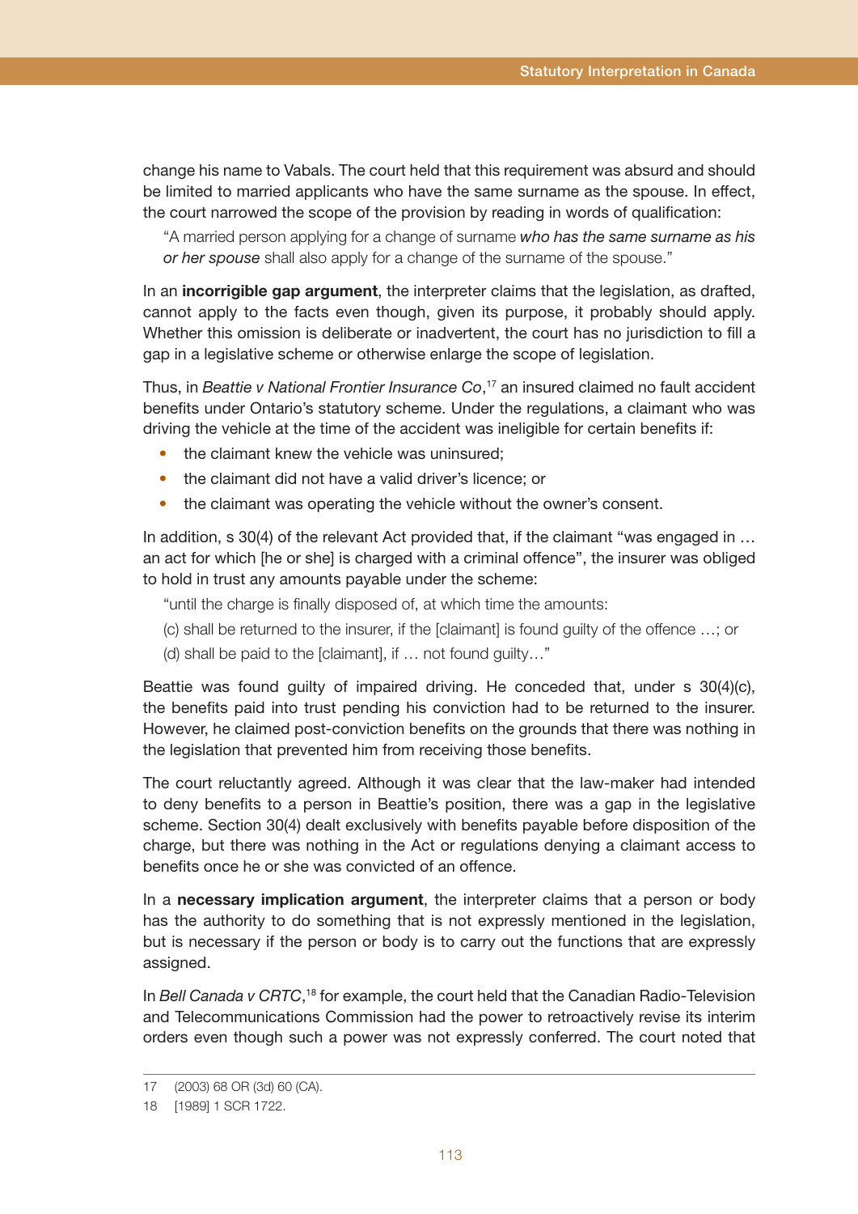change his name to Vabals. The court held that this requirement was absurd and should be limited to married applicants who have the same surname as the spouse. In effect, the court narrowed the scope of the provision by reading in words of qualification:

> "A married person applying for a change of surname *who has the same surname as his or her spouse* shall also apply for a change of the surname of the spouse."

In an **incorrigible gap argument**, the interpreter claims that the legislation, as drafted, cannot apply to the facts even though, given its purpose, it probably should apply. Whether this omission is deliberate or inadvertent, the court has no jurisdiction to fill a gap in a legislative scheme or otherwise enlarge the scope of legislation.

Thus, in *Beattie v National Frontier Insurance Co*,[17] an insured claimed no fault accident benefits under Ontario's statutory scheme. Under the regulations, a claimant who was driving the vehicle at the time of the accident was ineligible for certain benefits if:

- the claimant knew the vehicle was uninsured;
- the claimant did not have a valid driver's licence; or
- the claimant was operating the vehicle without the owner's consent.

In addition, s 30(4) of the relevant Act provided that, if the claimant "was engaged in … an act for which [he or she] is charged with a criminal offence", the insurer was obliged to hold in trust any amounts payable under the scheme:

> "until the charge is finally disposed of, at which time the amounts:
>
> (c) shall be returned to the insurer, if the [claimant] is found guilty of the offence …; or
>
> (d) shall be paid to the [claimant], if … not found guilty…"

Beattie was found guilty of impaired driving. He conceded that, under s 30(4)(c), the benefits paid into trust pending his conviction had to be returned to the insurer. However, he claimed post-conviction benefits on the grounds that there was nothing in the legislation that prevented him from receiving those benefits.

The court reluctantly agreed. Although it was clear that the law-maker had intended to deny benefits to a person in Beattie's position, there was a gap in the legislative scheme. Section 30(4) dealt exclusively with benefits payable before disposition of the charge, but there was nothing in the Act or regulations denying a claimant access to benefits once he or she was convicted of an offence.

In a **necessary implication argument**, the interpreter claims that a person or body has the authority to do something that is not expressly mentioned in the legislation, but is necessary if the person or body is to carry out the functions that are expressly assigned.

In *Bell Canada v CRTC*,[18] for example, the court held that the Canadian Radio-Television and Telecommunications Commission had the power to retroactively revise its interim orders even though such a power was not expressly conferred. The court noted that

---

17 (2003) 68 OR (3d) 60 (CA).

18 [1989] 1 SCR 1722.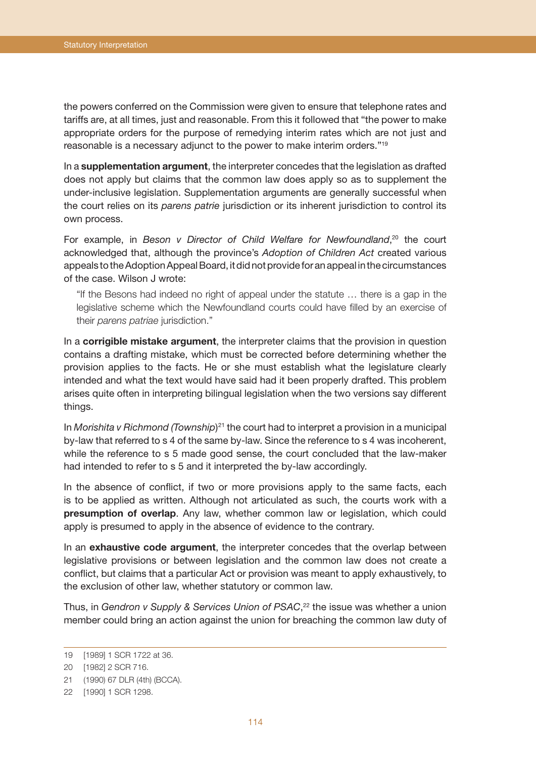the powers conferred on the Commission were given to ensure that telephone rates and tariffs are, at all times, just and reasonable. From this it followed that "the power to make appropriate orders for the purpose of remedying interim rates which are not just and reasonable is a necessary adjunct to the power to make interim orders."[19]

In a **supplementation argument**, the interpreter concedes that the legislation as drafted does not apply but claims that the common law does apply so as to supplement the under-inclusive legislation. Supplementation arguments are generally successful when the court relies on its *parens patrie* jurisdiction or its inherent jurisdiction to control its own process.

For example, in *Beson v Director of Child Welfare for Newfoundland*,[20] the court acknowledged that, although the province's *Adoption of Children Act* created various appeals to the Adoption Appeal Board, it did not provide for an appeal in the circumstances of the case. Wilson J wrote:

> "If the Besons had indeed no right of appeal under the statute … there is a gap in the legislative scheme which the Newfoundland courts could have filled by an exercise of their *parens patriae* jurisdiction."

In a **corrigible mistake argument**, the interpreter claims that the provision in question contains a drafting mistake, which must be corrected before determining whether the provision applies to the facts. He or she must establish what the legislature clearly intended and what the text would have said had it been properly drafted. This problem arises quite often in interpreting bilingual legislation when the two versions say different things.

In *Morishita v Richmond (Township)*[21] the court had to interpret a provision in a municipal by-law that referred to s 4 of the same by-law. Since the reference to s 4 was incoherent, while the reference to s 5 made good sense, the court concluded that the law-maker had intended to refer to s 5 and it interpreted the by-law accordingly.

In the absence of conflict, if two or more provisions apply to the same facts, each is to be applied as written. Although not articulated as such, the courts work with a **presumption of overlap**. Any law, whether common law or legislation, which could apply is presumed to apply in the absence of evidence to the contrary.

In an **exhaustive code argument**, the interpreter concedes that the overlap between legislative provisions or between legislation and the common law does not create a conflict, but claims that a particular Act or provision was meant to apply exhaustively, to the exclusion of other law, whether statutory or common law.

Thus, in *Gendron v Supply & Services Union of PSAC*,[22] the issue was whether a union member could bring an action against the union for breaching the common law duty of

---

19 [1989] 1 SCR 1722 at 36.

20 [1982] 2 SCR 716.

21 (1990) 67 DLR (4th) (BCCA).

22 [1990] 1 SCR 1298.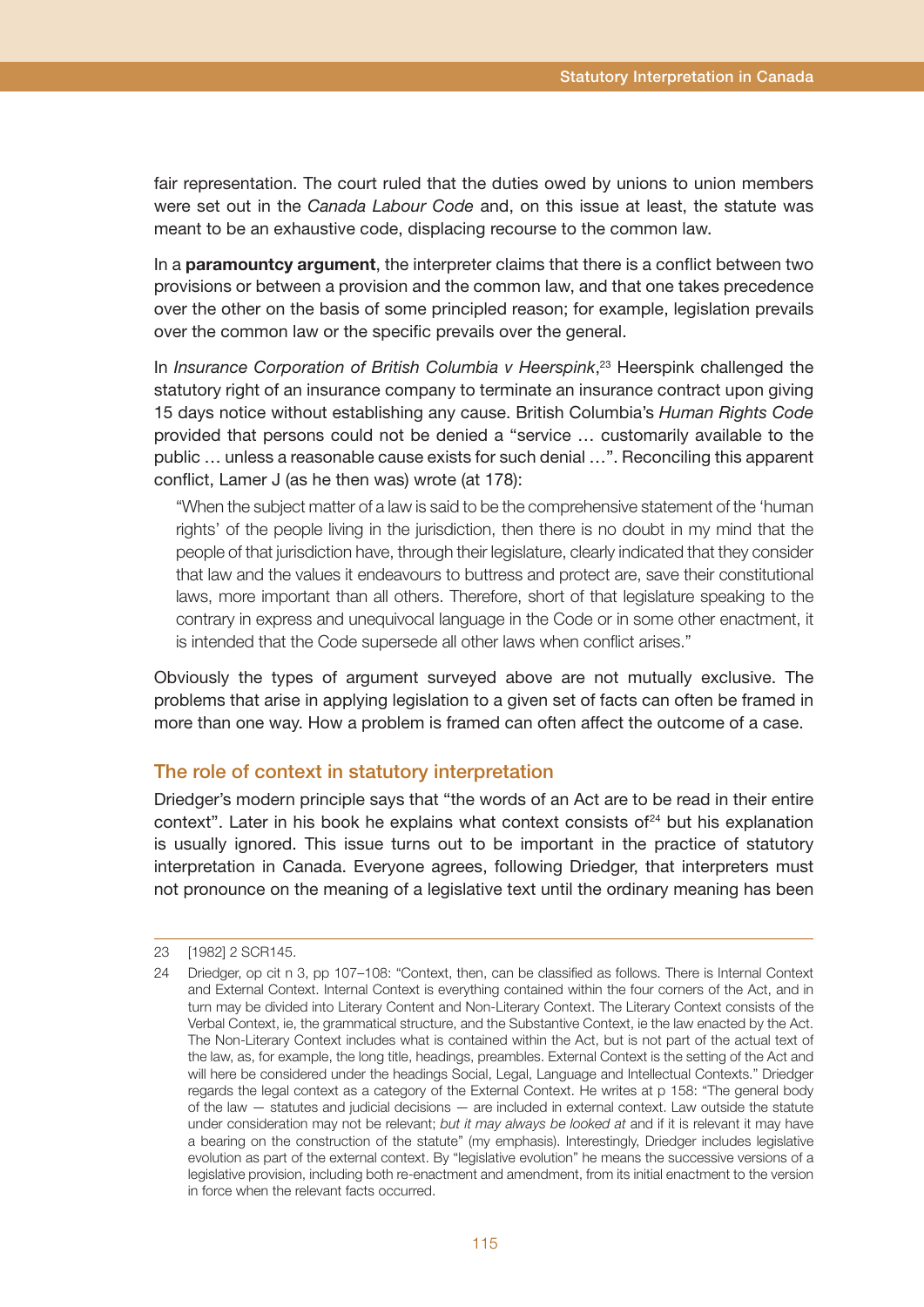fair representation. The court ruled that the duties owed by unions to union members were set out in the *Canada Labour Code* and, on this issue at least, the statute was meant to be an exhaustive code, displacing recourse to the common law.

In a **paramountcy argument**, the interpreter claims that there is a conflict between two provisions or between a provision and the common law, and that one takes precedence over the other on the basis of some principled reason; for example, legislation prevails over the common law or the specific prevails over the general.

In *Insurance Corporation of British Columbia v Heerspink*,[23] Heerspink challenged the statutory right of an insurance company to terminate an insurance contract upon giving 15 days notice without establishing any cause. British Columbia's *Human Rights Code* provided that persons could not be denied a "service … customarily available to the public … unless a reasonable cause exists for such denial …". Reconciling this apparent conflict, Lamer J (as he then was) wrote (at 178):

> "When the subject matter of a law is said to be the comprehensive statement of the 'human rights' of the people living in the jurisdiction, then there is no doubt in my mind that the people of that jurisdiction have, through their legislature, clearly indicated that they consider that law and the values it endeavours to buttress and protect are, save their constitutional laws, more important than all others. Therefore, short of that legislature speaking to the contrary in express and unequivocal language in the Code or in some other enactment, it is intended that the Code supersede all other laws when conflict arises."

Obviously the types of argument surveyed above are not mutually exclusive. The problems that arise in applying legislation to a given set of facts can often be framed in more than one way. How a problem is framed can often affect the outcome of a case.

## The role of context in statutory interpretation

Driedger's modern principle says that "the words of an Act are to be read in their entire context". Later in his book he explains what context consists of[24] but his explanation is usually ignored. This issue turns out to be important in the practice of statutory interpretation in Canada. Everyone agrees, following Driedger, that interpreters must not pronounce on the meaning of a legislative text until the ordinary meaning has been

---

23 [1982] 2 SCR145.

24 Driedger, op cit n 3, pp 107–108: "Context, then, can be classified as follows. There is Internal Context and External Context. Internal Context is everything contained within the four corners of the Act, and in turn may be divided into Literary Content and Non-Literary Context. The Literary Context consists of the Verbal Context, ie, the grammatical structure, and the Substantive Context, ie the law enacted by the Act. The Non-Literary Context includes what is contained within the Act, but is not part of the actual text of the law, as, for example, the long title, headings, preambles. External Context is the setting of the Act and will here be considered under the headings Social, Legal, Language and Intellectual Contexts." Driedger regards the legal context as a category of the External Context. He writes at p 158: "The general body of the law — statutes and judicial decisions — are included in external context. Law outside the statute under consideration may not be relevant; *but it may always be looked at* and if it is relevant it may have a bearing on the construction of the statute" (my emphasis). Interestingly, Driedger includes legislative evolution as part of the external context. By "legislative evolution" he means the successive versions of a legislative provision, including both re-enactment and amendment, from its initial enactment to the version in force when the relevant facts occurred.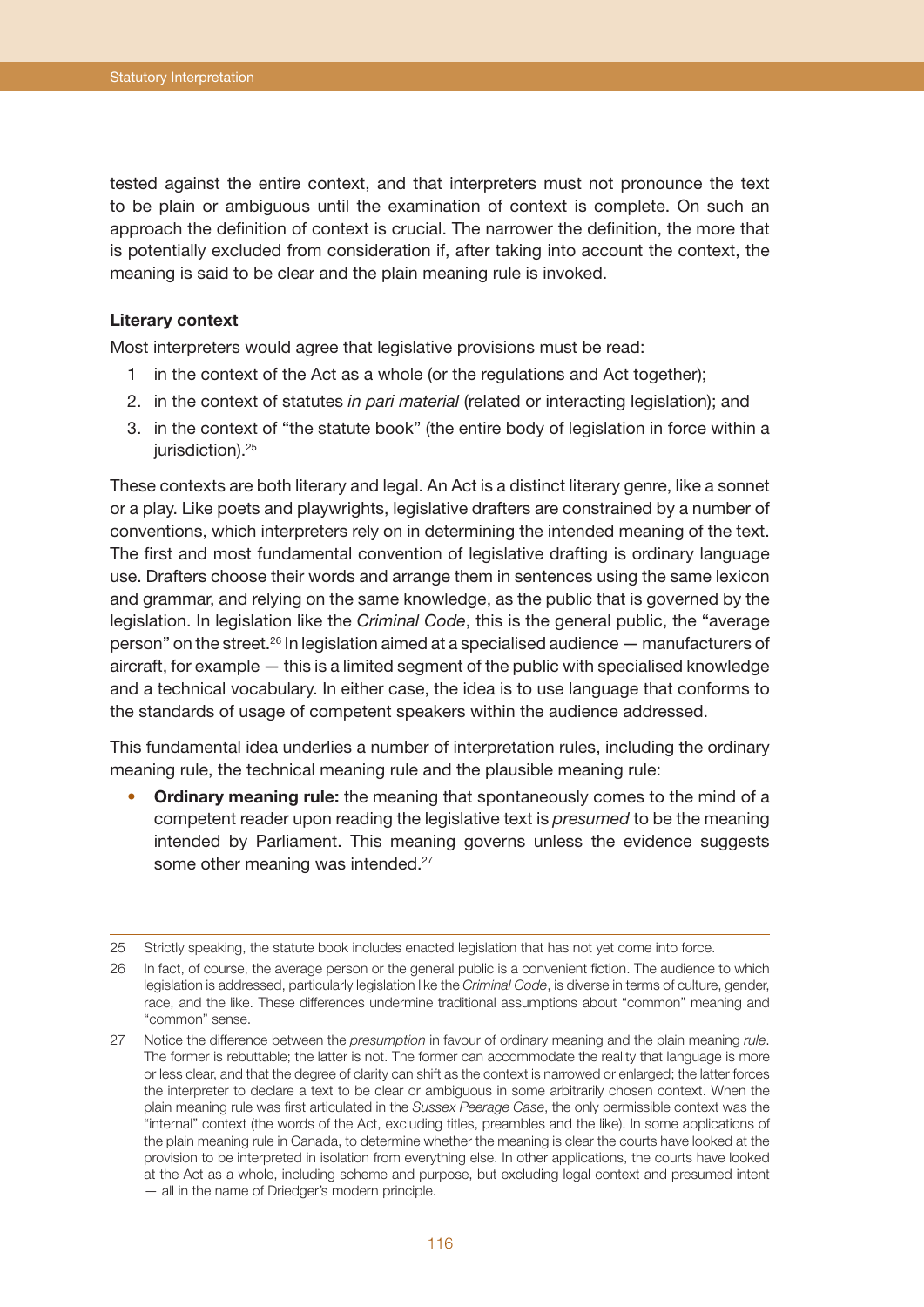tested against the entire context, and that interpreters must not pronounce the text to be plain or ambiguous until the examination of context is complete. On such an approach the definition of context is crucial. The narrower the definition, the more that is potentially excluded from consideration if, after taking into account the context, the meaning is said to be clear and the plain meaning rule is invoked.

**Literary context**

Most interpreters would agree that legislative provisions must be read:

1. in the context of the Act as a whole (or the regulations and Act together);
2. in the context of statutes *in pari material* (related or interacting legislation); and
3. in the context of "the statute book" (the entire body of legislation in force within a jurisdiction).[25]

These contexts are both literary and legal. An Act is a distinct literary genre, like a sonnet or a play. Like poets and playwrights, legislative drafters are constrained by a number of conventions, which interpreters rely on in determining the intended meaning of the text. The first and most fundamental convention of legislative drafting is ordinary language use. Drafters choose their words and arrange them in sentences using the same lexicon and grammar, and relying on the same knowledge, as the public that is governed by the legislation. In legislation like the *Criminal Code*, this is the general public, the "average person" on the street.[26] In legislation aimed at a specialised audience — manufacturers of aircraft, for example — this is a limited segment of the public with specialised knowledge and a technical vocabulary. In either case, the idea is to use language that conforms to the standards of usage of competent speakers within the audience addressed.

This fundamental idea underlies a number of interpretation rules, including the ordinary meaning rule, the technical meaning rule and the plausible meaning rule:

- **Ordinary meaning rule:** the meaning that spontaneously comes to the mind of a competent reader upon reading the legislative text is *presumed* to be the meaning intended by Parliament. This meaning governs unless the evidence suggests some other meaning was intended.[27]

---

25 Strictly speaking, the statute book includes enacted legislation that has not yet come into force.

26 In fact, of course, the average person or the general public is a convenient fiction. The audience to which legislation is addressed, particularly legislation like the *Criminal Code*, is diverse in terms of culture, gender, race, and the like. These differences undermine traditional assumptions about "common" meaning and "common" sense.

27 Notice the difference between the *presumption* in favour of ordinary meaning and the plain meaning *rule*. The former is rebuttable; the latter is not. The former can accommodate the reality that language is more or less clear, and that the degree of clarity can shift as the context is narrowed or enlarged; the latter forces the interpreter to declare a text to be clear or ambiguous in some arbitrarily chosen context. When the plain meaning rule was first articulated in the *Sussex Peerage Case*, the only permissible context was the "internal" context (the words of the Act, excluding titles, preambles and the like). In some applications of the plain meaning rule in Canada, to determine whether the meaning is clear the courts have looked at the provision to be interpreted in isolation from everything else. In other applications, the courts have looked at the Act as a whole, including scheme and purpose, but excluding legal context and presumed intent — all in the name of Driedger's modern principle.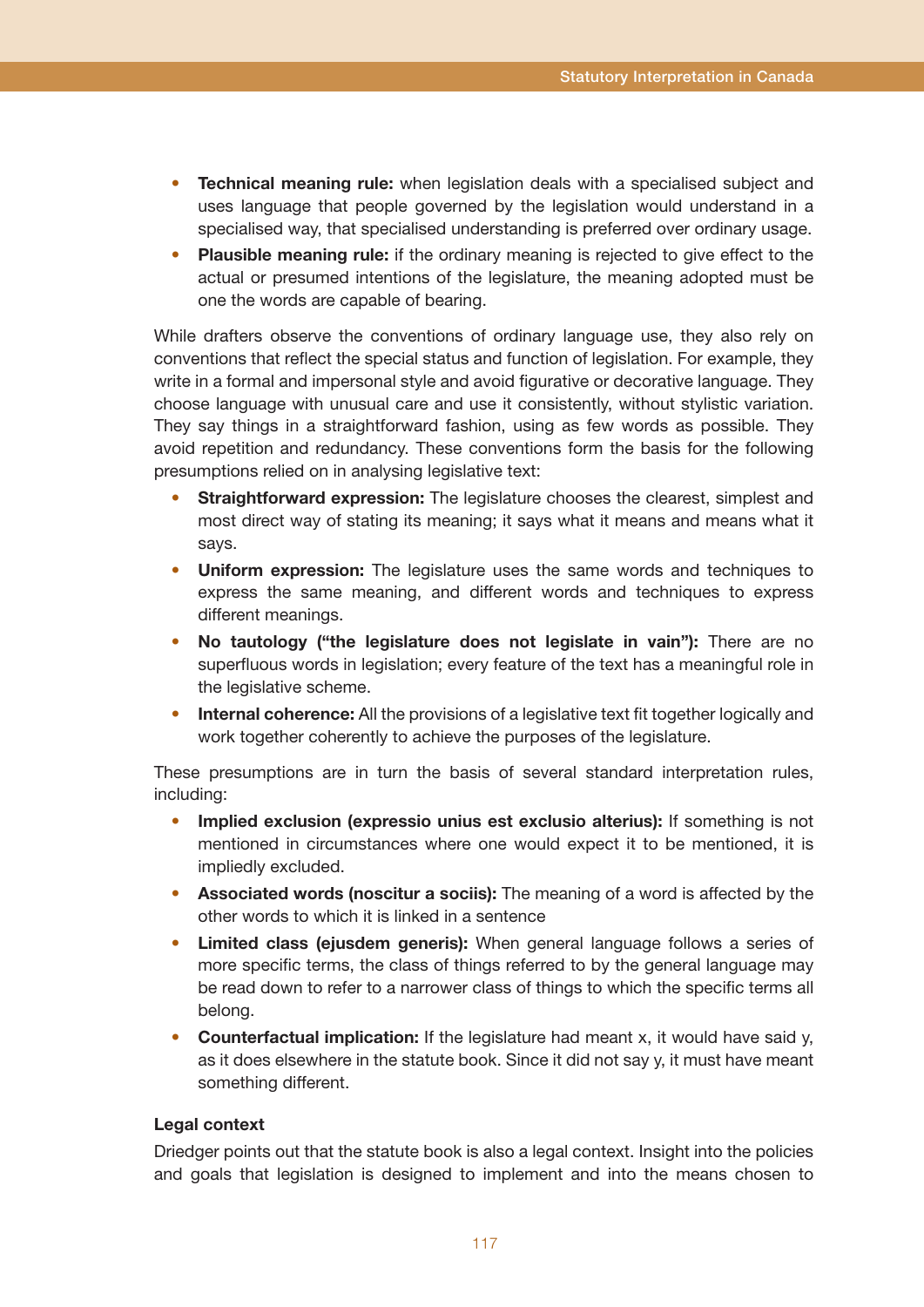- **Technical meaning rule:** when legislation deals with a specialised subject and uses language that people governed by the legislation would understand in a specialised way, that specialised understanding is preferred over ordinary usage.
- **Plausible meaning rule:** if the ordinary meaning is rejected to give effect to the actual or presumed intentions of the legislature, the meaning adopted must be one the words are capable of bearing.

While drafters observe the conventions of ordinary language use, they also rely on conventions that reflect the special status and function of legislation. For example, they write in a formal and impersonal style and avoid figurative or decorative language. They choose language with unusual care and use it consistently, without stylistic variation. They say things in a straightforward fashion, using as few words as possible. They avoid repetition and redundancy. These conventions form the basis for the following presumptions relied on in analysing legislative text:

- **Straightforward expression:** The legislature chooses the clearest, simplest and most direct way of stating its meaning; it says what it means and means what it says.
- **Uniform expression:** The legislature uses the same words and techniques to express the same meaning, and different words and techniques to express different meanings.
- **No tautology ("the legislature does not legislate in vain"):** There are no superfluous words in legislation; every feature of the text has a meaningful role in the legislative scheme.
- **Internal coherence:** All the provisions of a legislative text fit together logically and work together coherently to achieve the purposes of the legislature.

These presumptions are in turn the basis of several standard interpretation rules, including:

- **Implied exclusion (expressio unius est exclusio alterius):** If something is not mentioned in circumstances where one would expect it to be mentioned, it is impliedly excluded.
- **Associated words (noscitur a sociis):** The meaning of a word is affected by the other words to which it is linked in a sentence
- **Limited class (ejusdem generis):** When general language follows a series of more specific terms, the class of things referred to by the general language may be read down to refer to a narrower class of things to which the specific terms all belong.
- **Counterfactual implication:** If the legislature had meant x, it would have said y, as it does elsewhere in the statute book. Since it did not say y, it must have meant something different.

### Legal context

Driedger points out that the statute book is also a legal context. Insight into the policies and goals that legislation is designed to implement and into the means chosen to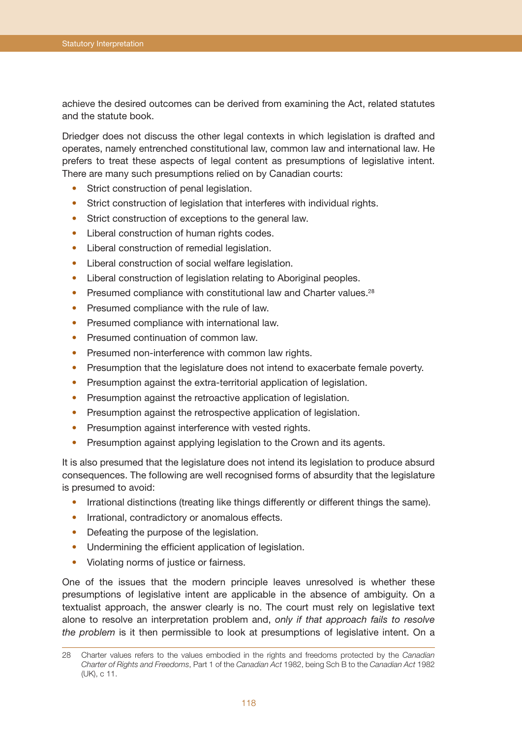achieve the desired outcomes can be derived from examining the Act, related statutes and the statute book.

Driedger does not discuss the other legal contexts in which legislation is drafted and operates, namely entrenched constitutional law, common law and international law. He prefers to treat these aspects of legal content as presumptions of legislative intent. There are many such presumptions relied on by Canadian courts:

- Strict construction of penal legislation.
- Strict construction of legislation that interferes with individual rights.
- Strict construction of exceptions to the general law.
- Liberal construction of human rights codes.
- Liberal construction of remedial legislation.
- Liberal construction of social welfare legislation.
- Liberal construction of legislation relating to Aboriginal peoples.
- Presumed compliance with constitutional law and Charter values.[28]
- Presumed compliance with the rule of law.
- Presumed compliance with international law.
- Presumed continuation of common law.
- Presumed non-interference with common law rights.
- Presumption that the legislature does not intend to exacerbate female poverty.
- Presumption against the extra-territorial application of legislation.
- Presumption against the retroactive application of legislation.
- Presumption against the retrospective application of legislation.
- Presumption against interference with vested rights.
- Presumption against applying legislation to the Crown and its agents.

It is also presumed that the legislature does not intend its legislation to produce absurd consequences. The following are well recognised forms of absurdity that the legislature is presumed to avoid:

- Irrational distinctions (treating like things differently or different things the same).
- Irrational, contradictory or anomalous effects.
- Defeating the purpose of the legislation.
- Undermining the efficient application of legislation.
- Violating norms of justice or fairness.

One of the issues that the modern principle leaves unresolved is whether these presumptions of legislative intent are applicable in the absence of ambiguity. On a textualist approach, the answer clearly is no. The court must rely on legislative text alone to resolve an interpretation problem and, *only if that approach fails to resolve the problem* is it then permissible to look at presumptions of legislative intent. On a

28 Charter values refers to the values embodied in the rights and freedoms protected by the *Canadian Charter of Rights and Freedoms*, Part 1 of the *Canadian Act* 1982, being Sch B to the *Canadian Act* 1982 (UK), c 11.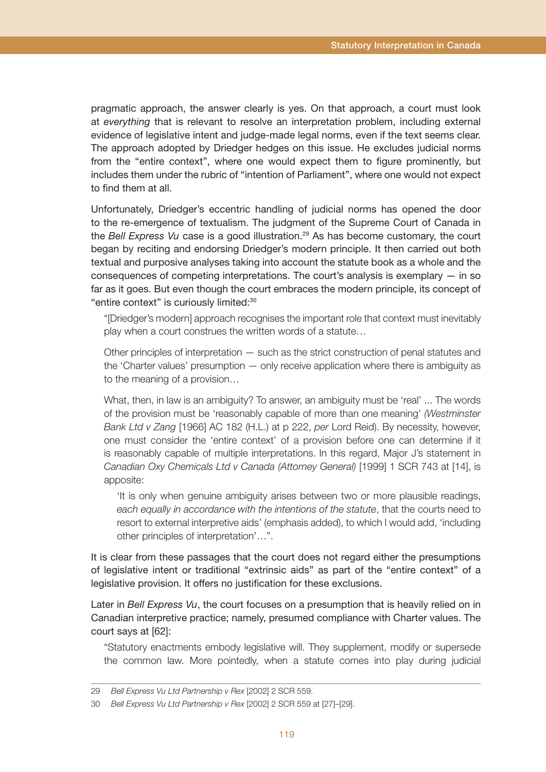pragmatic approach, the answer clearly is yes. On that approach, a court must look at *everything* that is relevant to resolve an interpretation problem, including external evidence of legislative intent and judge-made legal norms, even if the text seems clear. The approach adopted by Driedger hedges on this issue. He excludes judicial norms from the "entire context", where one would expect them to figure prominently, but includes them under the rubric of "intention of Parliament", where one would not expect to find them at all.

Unfortunately, Driedger's eccentric handling of judicial norms has opened the door to the re-emergence of textualism. The judgment of the Supreme Court of Canada in the *Bell Express Vu* case is a good illustration.[29] As has become customary, the court began by reciting and endorsing Driedger's modern principle. It then carried out both textual and purposive analyses taking into account the statute book as a whole and the consequences of competing interpretations. The court's analysis is exemplary — in so far as it goes. But even though the court embraces the modern principle, its concept of "entire context" is curiously limited:[30]

> "[Driedger's modern] approach recognises the important role that context must inevitably play when a court construes the written words of a statute…
>
> Other principles of interpretation — such as the strict construction of penal statutes and the 'Charter values' presumption — only receive application where there is ambiguity as to the meaning of a provision…
>
> What, then, in law is an ambiguity? To answer, an ambiguity must be 'real' ... The words of the provision must be 'reasonably capable of more than one meaning' (*Westminster Bank Ltd v Zang* [1966] AC 182 (H.L.) at p 222, *per* Lord Reid). By necessity, however, one must consider the 'entire context' of a provision before one can determine if it is reasonably capable of multiple interpretations. In this regard, Major J's statement in *Canadian Oxy Chemicals Ltd v Canada (Attorney General)* [1999] 1 SCR 743 at [14], is apposite:
>
> > 'It is only when genuine ambiguity arises between two or more plausible readings, *each equally in accordance with the intentions of the statute*, that the courts need to resort to external interpretive aids' (emphasis added), to which I would add, 'including other principles of interpretation'…".

It is clear from these passages that the court does not regard either the presumptions of legislative intent or traditional "extrinsic aids" as part of the "entire context" of a legislative provision. It offers no justification for these exclusions.

Later in *Bell Express Vu*, the court focuses on a presumption that is heavily relied on in Canadian interpretive practice; namely, presumed compliance with Charter values. The court says at [62]:

> "Statutory enactments embody legislative will. They supplement, modify or supersede the common law. More pointedly, when a statute comes into play during judicial

---

29 *Bell Express Vu Ltd Partnership v Rex* [2002] 2 SCR 559.

30 *Bell Express Vu Ltd Partnership v Rex* [2002] 2 SCR 559 at [27]–[29].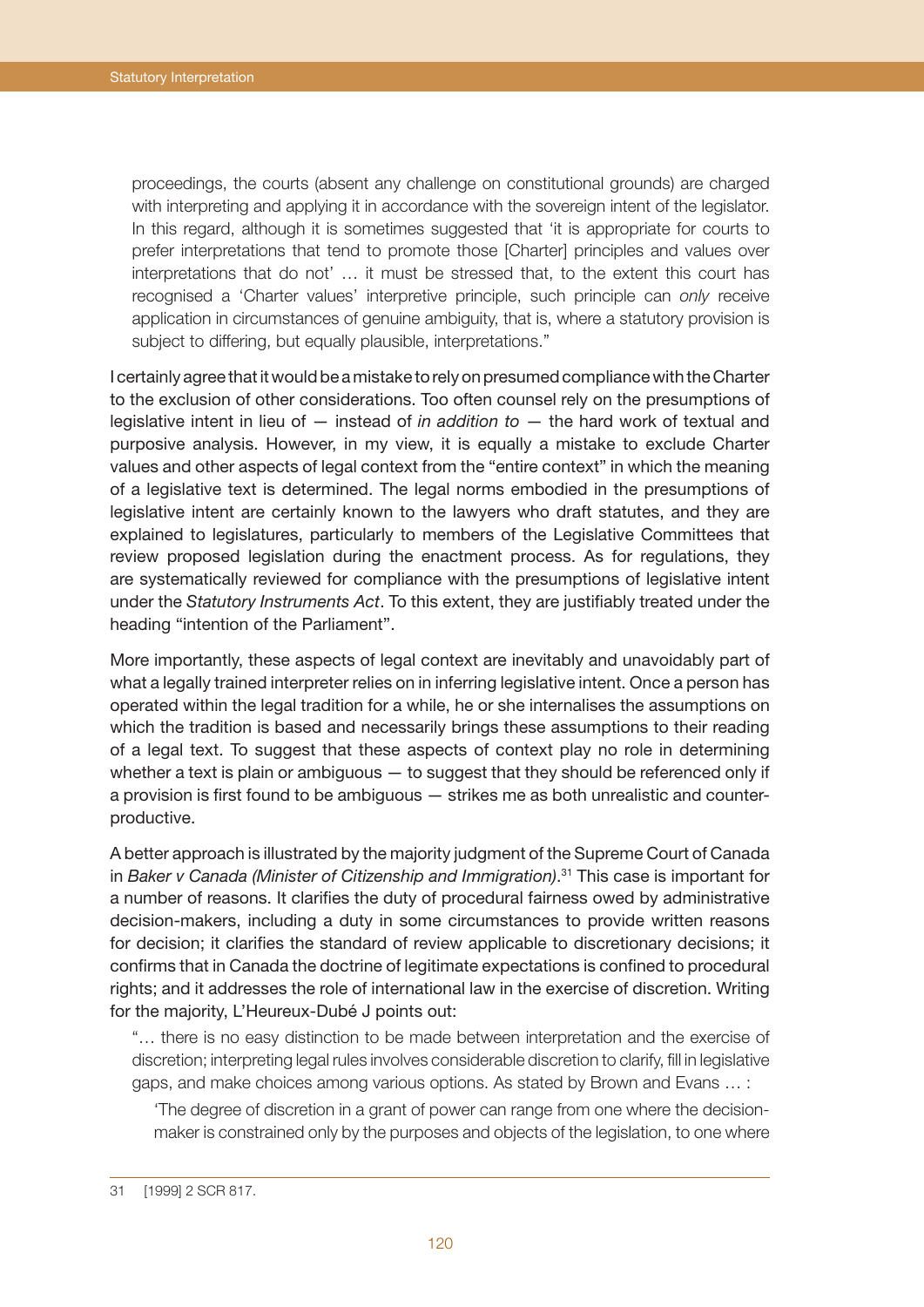> proceedings, the courts (absent any challenge on constitutional grounds) are charged with interpreting and applying it in accordance with the sovereign intent of the legislator. In this regard, although it is sometimes suggested that 'it is appropriate for courts to prefer interpretations that tend to promote those [Charter] principles and values over interpretations that do not' … it must be stressed that, to the extent this court has recognised a 'Charter values' interpretive principle, such principle can *only* receive application in circumstances of genuine ambiguity, that is, where a statutory provision is subject to differing, but equally plausible, interpretations."

I certainly agree that it would be a mistake to rely on presumed compliance with the Charter to the exclusion of other considerations. Too often counsel rely on the presumptions of legislative intent in lieu of — instead of *in addition to* — the hard work of textual and purposive analysis. However, in my view, it is equally a mistake to exclude Charter values and other aspects of legal context from the "entire context" in which the meaning of a legislative text is determined. The legal norms embodied in the presumptions of legislative intent are certainly known to the lawyers who draft statutes, and they are explained to legislatures, particularly to members of the Legislative Committees that review proposed legislation during the enactment process. As for regulations, they are systematically reviewed for compliance with the presumptions of legislative intent under the *Statutory Instruments Act*. To this extent, they are justifiably treated under the heading "intention of the Parliament".

More importantly, these aspects of legal context are inevitably and unavoidably part of what a legally trained interpreter relies on in inferring legislative intent. Once a person has operated within the legal tradition for a while, he or she internalises the assumptions on which the tradition is based and necessarily brings these assumptions to their reading of a legal text. To suggest that these aspects of context play no role in determining whether a text is plain or ambiguous — to suggest that they should be referenced only if a provision is first found to be ambiguous — strikes me as both unrealistic and counter-productive.

A better approach is illustrated by the majority judgment of the Supreme Court of Canada in *Baker v Canada (Minister of Citizenship and Immigration)*.[31] This case is important for a number of reasons. It clarifies the duty of procedural fairness owed by administrative decision-makers, including a duty in some circumstances to provide written reasons for decision; it clarifies the standard of review applicable to discretionary decisions; it confirms that in Canada the doctrine of legitimate expectations is confined to procedural rights; and it addresses the role of international law in the exercise of discretion. Writing for the majority, L'Heureux-Dubé J points out:

> "… there is no easy distinction to be made between interpretation and the exercise of discretion; interpreting legal rules involves considerable discretion to clarify, fill in legislative gaps, and make choices among various options. As stated by Brown and Evans … :
>
> > 'The degree of discretion in a grant of power can range from one where the decision-maker is constrained only by the purposes and objects of the legislation, to one where

31 [1999] 2 SCR 817.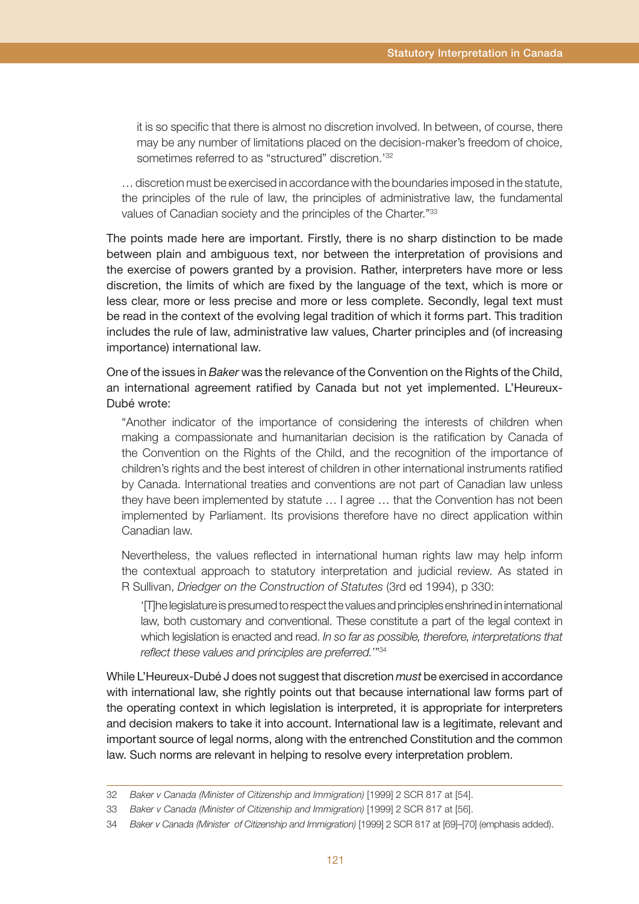> it is so specific that there is almost no discretion involved. In between, of course, there may be any number of limitations placed on the decision-maker's freedom of choice, sometimes referred to as "structured" discretion.'[32]

> … discretion must be exercised in accordance with the boundaries imposed in the statute, the principles of the rule of law, the principles of administrative law, the fundamental values of Canadian society and the principles of the Charter."[33]

The points made here are important. Firstly, there is no sharp distinction to be made between plain and ambiguous text, nor between the interpretation of provisions and the exercise of powers granted by a provision. Rather, interpreters have more or less discretion, the limits of which are fixed by the language of the text, which is more or less clear, more or less precise and more or less complete. Secondly, legal text must be read in the context of the evolving legal tradition of which it forms part. This tradition includes the rule of law, administrative law values, Charter principles and (of increasing importance) international law.

One of the issues in *Baker* was the relevance of the Convention on the Rights of the Child, an international agreement ratified by Canada but not yet implemented. L'Heureux-Dubé wrote:

> "Another indicator of the importance of considering the interests of children when making a compassionate and humanitarian decision is the ratification by Canada of the Convention on the Rights of the Child, and the recognition of the importance of children's rights and the best interest of children in other international instruments ratified by Canada. International treaties and conventions are not part of Canadian law unless they have been implemented by statute … I agree … that the Convention has not been implemented by Parliament. Its provisions therefore have no direct application within Canadian law.
>
> Nevertheless, the values reflected in international human rights law may help inform the contextual approach to statutory interpretation and judicial review. As stated in R Sullivan, *Driedger on the Construction of Statutes* (3rd ed 1994), p 330:
>
> > '[T]he legislature is presumed to respect the values and principles enshrined in international law, both customary and conventional. These constitute a part of the legal context in which legislation is enacted and read. *In so far as possible, therefore, interpretations that reflect these values and principles are preferred.*'"[34]

While L'Heureux-Dubé J does not suggest that discretion *must* be exercised in accordance with international law, she rightly points out that because international law forms part of the operating context in which legislation is interpreted, it is appropriate for interpreters and decision makers to take it into account. International law is a legitimate, relevant and important source of legal norms, along with the entrenched Constitution and the common law. Such norms are relevant in helping to resolve every interpretation problem.

---

32 *Baker v Canada (Minister of Citizenship and Immigration)* [1999] 2 SCR 817 at [54].

33 *Baker v Canada (Minister of Citizenship and Immigration)* [1999] 2 SCR 817 at [56].

34 *Baker v Canada (Minister of Citizenship and Immigration)* [1999] 2 SCR 817 at [69]–[70] (emphasis added).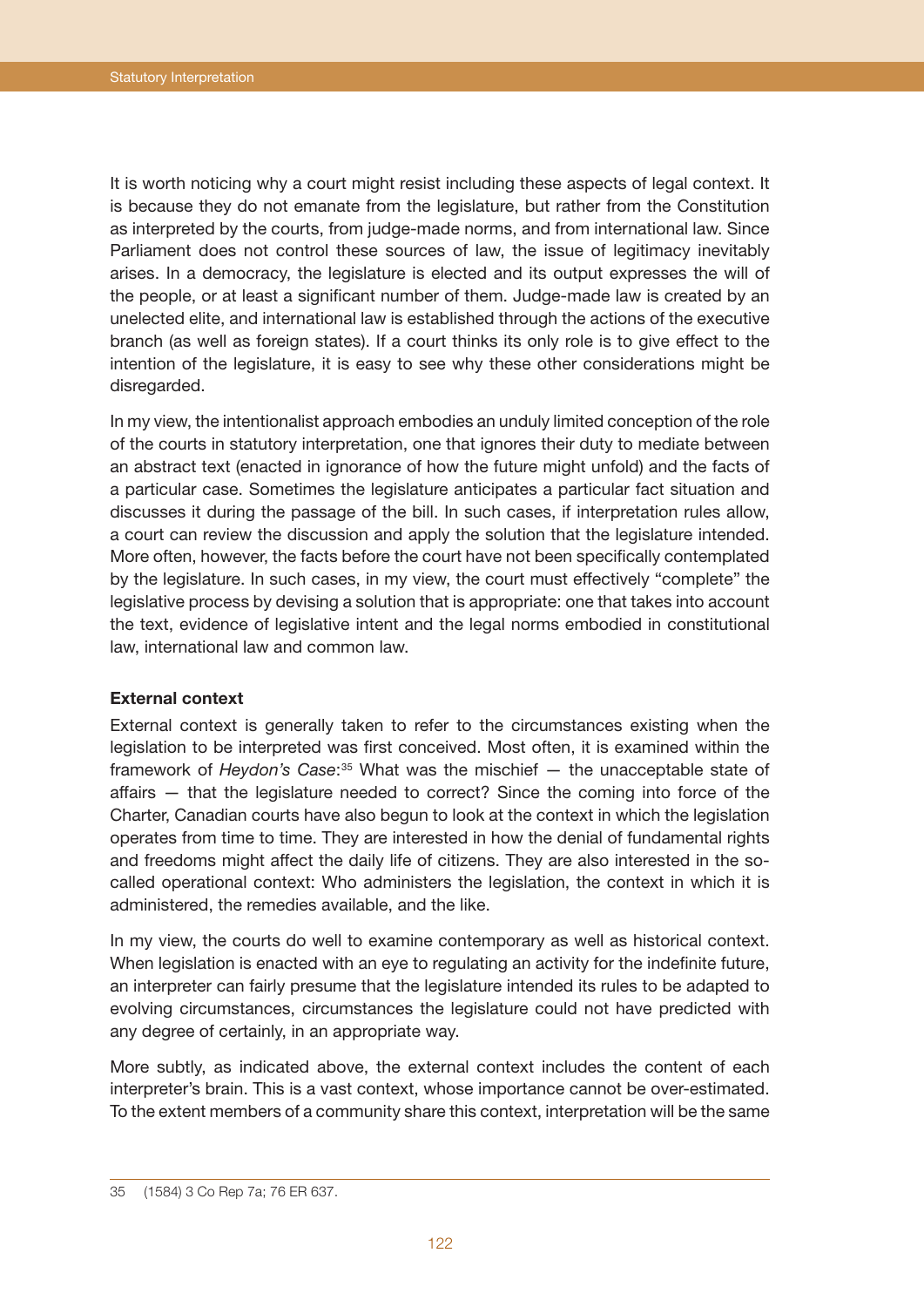It is worth noticing why a court might resist including these aspects of legal context. It is because they do not emanate from the legislature, but rather from the Constitution as interpreted by the courts, from judge-made norms, and from international law. Since Parliament does not control these sources of law, the issue of legitimacy inevitably arises. In a democracy, the legislature is elected and its output expresses the will of the people, or at least a significant number of them. Judge-made law is created by an unelected elite, and international law is established through the actions of the executive branch (as well as foreign states). If a court thinks its only role is to give effect to the intention of the legislature, it is easy to see why these other considerations might be disregarded.

In my view, the intentionalist approach embodies an unduly limited conception of the role of the courts in statutory interpretation, one that ignores their duty to mediate between an abstract text (enacted in ignorance of how the future might unfold) and the facts of a particular case. Sometimes the legislature anticipates a particular fact situation and discusses it during the passage of the bill. In such cases, if interpretation rules allow, a court can review the discussion and apply the solution that the legislature intended. More often, however, the facts before the court have not been specifically contemplated by the legislature. In such cases, in my view, the court must effectively "complete" the legislative process by devising a solution that is appropriate: one that takes into account the text, evidence of legislative intent and the legal norms embodied in constitutional law, international law and common law.

**External context**

External context is generally taken to refer to the circumstances existing when the legislation to be interpreted was first conceived. Most often, it is examined within the framework of *Heydon's Case*:[35] What was the mischief — the unacceptable state of affairs — that the legislature needed to correct? Since the coming into force of the Charter, Canadian courts have also begun to look at the context in which the legislation operates from time to time. They are interested in how the denial of fundamental rights and freedoms might affect the daily life of citizens. They are also interested in the so-called operational context: Who administers the legislation, the context in which it is administered, the remedies available, and the like.

In my view, the courts do well to examine contemporary as well as historical context. When legislation is enacted with an eye to regulating an activity for the indefinite future, an interpreter can fairly presume that the legislature intended its rules to be adapted to evolving circumstances, circumstances the legislature could not have predicted with any degree of certainly, in an appropriate way.

More subtly, as indicated above, the external context includes the content of each interpreter's brain. This is a vast context, whose importance cannot be over-estimated. To the extent members of a community share this context, interpretation will be the same

35 (1584) 3 Co Rep 7a; 76 ER 637.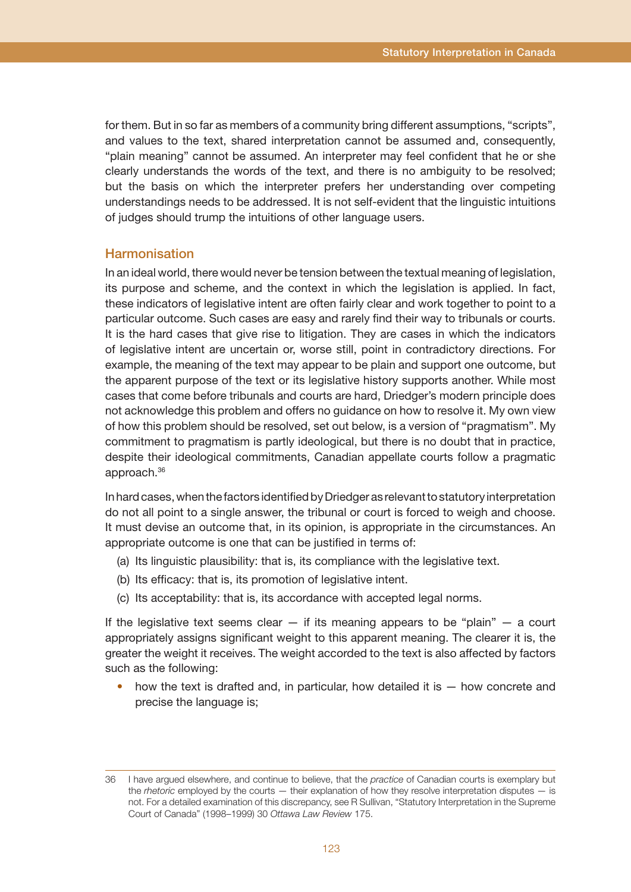for them. But in so far as members of a community bring different assumptions, "scripts", and values to the text, shared interpretation cannot be assumed and, consequently, "plain meaning" cannot be assumed. An interpreter may feel confident that he or she clearly understands the words of the text, and there is no ambiguity to be resolved; but the basis on which the interpreter prefers her understanding over competing understandings needs to be addressed. It is not self-evident that the linguistic intuitions of judges should trump the intuitions of other language users.

## Harmonisation

In an ideal world, there would never be tension between the textual meaning of legislation, its purpose and scheme, and the context in which the legislation is applied. In fact, these indicators of legislative intent are often fairly clear and work together to point to a particular outcome. Such cases are easy and rarely find their way to tribunals or courts. It is the hard cases that give rise to litigation. They are cases in which the indicators of legislative intent are uncertain or, worse still, point in contradictory directions. For example, the meaning of the text may appear to be plain and support one outcome, but the apparent purpose of the text or its legislative history supports another. While most cases that come before tribunals and courts are hard, Driedger's modern principle does not acknowledge this problem and offers no guidance on how to resolve it. My own view of how this problem should be resolved, set out below, is a version of "pragmatism". My commitment to pragmatism is partly ideological, but there is no doubt that in practice, despite their ideological commitments, Canadian appellate courts follow a pragmatic approach.[36]

In hard cases, when the factors identified by Driedger as relevant to statutory interpretation do not all point to a single answer, the tribunal or court is forced to weigh and choose. It must devise an outcome that, in its opinion, is appropriate in the circumstances. An appropriate outcome is one that can be justified in terms of:

(a) Its linguistic plausibility: that is, its compliance with the legislative text.

(b) Its efficacy: that is, its promotion of legislative intent.

(c) Its acceptability: that is, its accordance with accepted legal norms.

If the legislative text seems clear — if its meaning appears to be "plain" — a court appropriately assigns significant weight to this apparent meaning. The clearer it is, the greater the weight it receives. The weight accorded to the text is also affected by factors such as the following:

- how the text is drafted and, in particular, how detailed it is — how concrete and precise the language is;

---

36 I have argued elsewhere, and continue to believe, that the *practice* of Canadian courts is exemplary but the *rhetoric* employed by the courts — their explanation of how they resolve interpretation disputes — is not. For a detailed examination of this discrepancy, see R Sullivan, "Statutory Interpretation in the Supreme Court of Canada" (1998–1999) 30 *Ottawa Law Review* 175.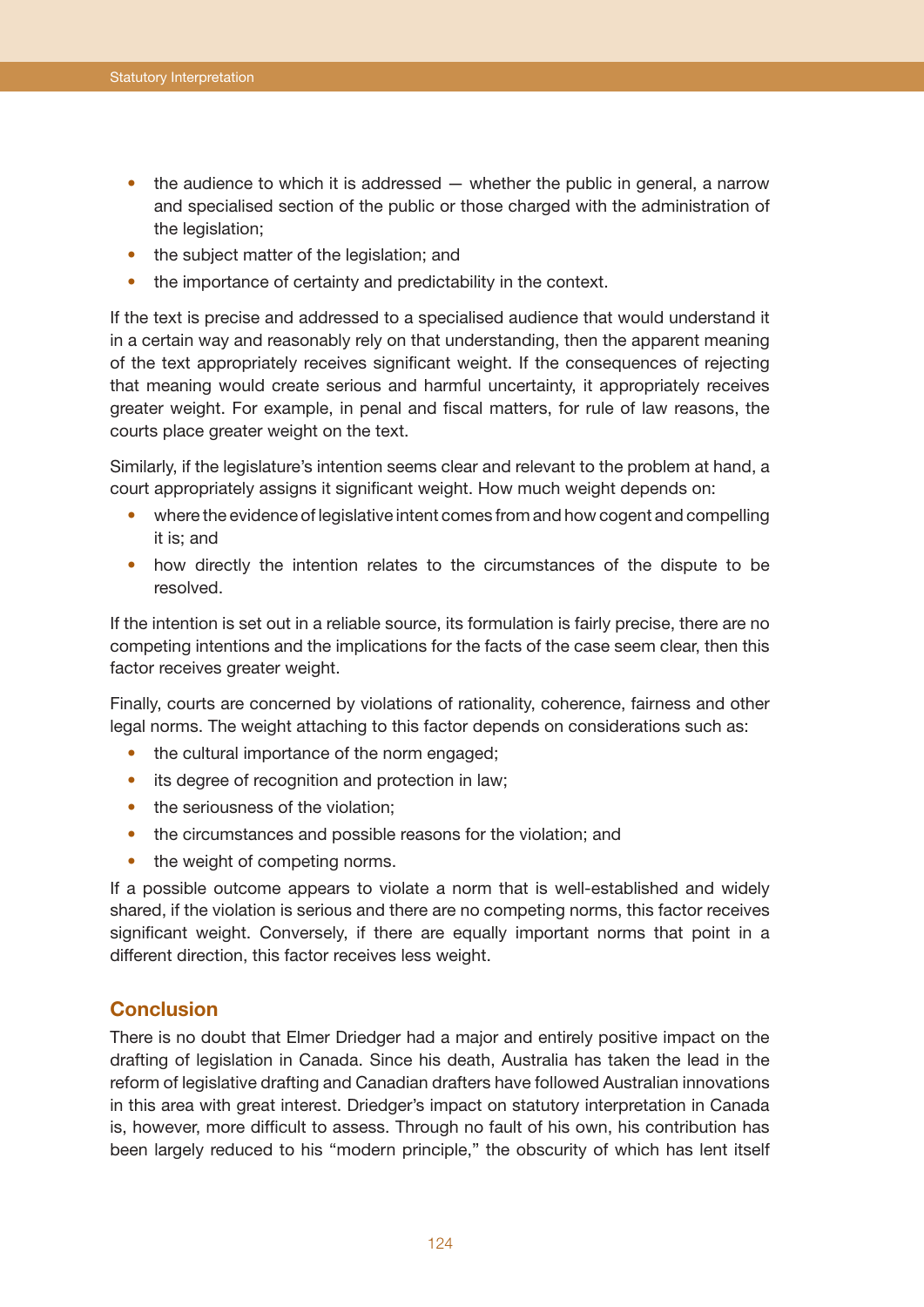- the audience to which it is addressed — whether the public in general, a narrow and specialised section of the public or those charged with the administration of the legislation;
- the subject matter of the legislation; and
- the importance of certainty and predictability in the context.

If the text is precise and addressed to a specialised audience that would understand it in a certain way and reasonably rely on that understanding, then the apparent meaning of the text appropriately receives significant weight. If the consequences of rejecting that meaning would create serious and harmful uncertainty, it appropriately receives greater weight. For example, in penal and fiscal matters, for rule of law reasons, the courts place greater weight on the text.

Similarly, if the legislature's intention seems clear and relevant to the problem at hand, a court appropriately assigns it significant weight. How much weight depends on:

- where the evidence of legislative intent comes from and how cogent and compelling it is; and
- how directly the intention relates to the circumstances of the dispute to be resolved.

If the intention is set out in a reliable source, its formulation is fairly precise, there are no competing intentions and the implications for the facts of the case seem clear, then this factor receives greater weight.

Finally, courts are concerned by violations of rationality, coherence, fairness and other legal norms. The weight attaching to this factor depends on considerations such as:

- the cultural importance of the norm engaged;
- its degree of recognition and protection in law;
- the seriousness of the violation;
- the circumstances and possible reasons for the violation; and
- the weight of competing norms.

If a possible outcome appears to violate a norm that is well-established and widely shared, if the violation is serious and there are no competing norms, this factor receives significant weight. Conversely, if there are equally important norms that point in a different direction, this factor receives less weight.

## Conclusion

There is no doubt that Elmer Driedger had a major and entirely positive impact on the drafting of legislation in Canada. Since his death, Australia has taken the lead in the reform of legislative drafting and Canadian drafters have followed Australian innovations in this area with great interest. Driedger's impact on statutory interpretation in Canada is, however, more difficult to assess. Through no fault of his own, his contribution has been largely reduced to his "modern principle," the obscurity of which has lent itself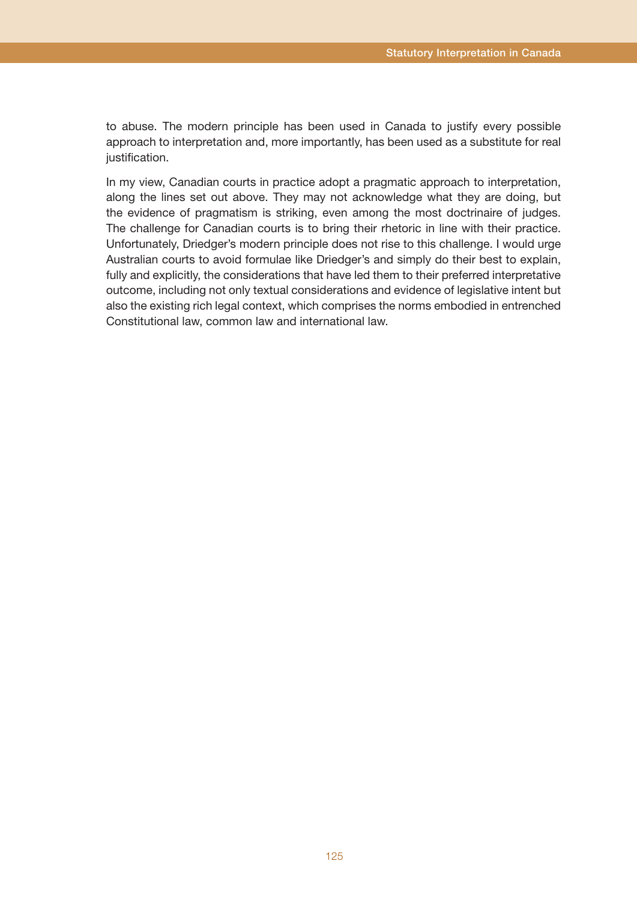to abuse. The modern principle has been used in Canada to justify every possible approach to interpretation and, more importantly, has been used as a substitute for real justification.

In my view, Canadian courts in practice adopt a pragmatic approach to interpretation, along the lines set out above. They may not acknowledge what they are doing, but the evidence of pragmatism is striking, even among the most doctrinaire of judges. The challenge for Canadian courts is to bring their rhetoric in line with their practice. Unfortunately, Driedger's modern principle does not rise to this challenge. I would urge Australian courts to avoid formulae like Driedger's and simply do their best to explain, fully and explicitly, the considerations that have led them to their preferred interpretative outcome, including not only textual considerations and evidence of legislative intent but also the existing rich legal context, which comprises the norms embodied in entrenched Constitutional law, common law and international law.